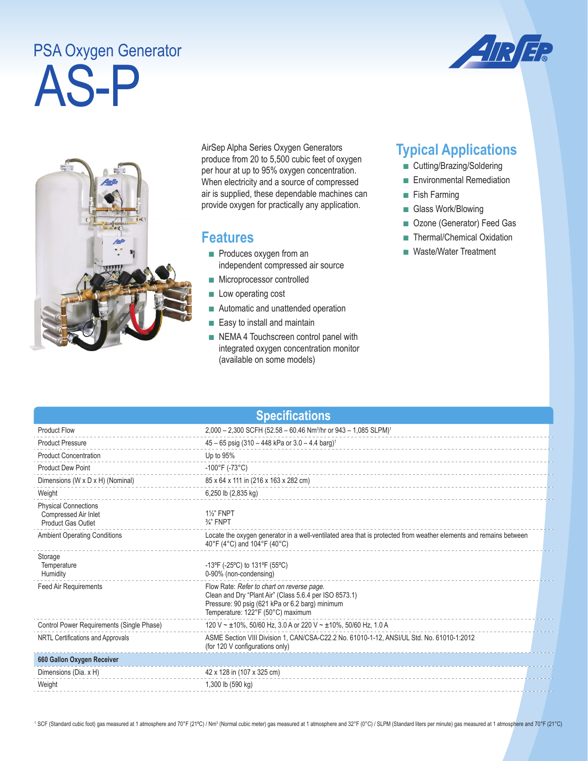# PSA Oxygen Generator

# AS-P

AirSep Alpha Series Oxygen Generators produce from 20 to 5,500 cubic feet of oxygen per hour at up to 95% oxygen concentration. When electricity and a source of compressed air is supplied, these dependable machines can provide oxygen for practically any application.

## Features

- Produces oxygen from an independent compressed air source
- Microprocessor controlled
- Low operating cost
- Automatic and unattended operation
- Easy to install and maintain
- NEMA 4 Touchscreen control panel with integrated oxygen concentration monitor (available on some models)

## Typical Applications

- Cutting/Brazing/Soldering
- Environmental Remediation
- Fish Farming
- Glass Work/Blowing
- Ozone (Generator) Feed Gas
- Thermal/Chemical Oxidation
- Waste/Water Treatment

## Specifications

| | |
|---|---|
| Product Flow | 2,000 – 2,300 SCFH (52.58 – 60.46 $Nm^3$/hr or 943 – 1,085 SLPM)[1] |
| Product Pressure | 45 – 65 psig (310 – 448 kPa or 3.0 – 4.4 barg)[1] |
| Product Concentration | Up to 95% |
| Product Dew Point | -100°F (-73°C) |
| Dimensions (W x D x H) (Nominal) | 85 x 64 x 111 in (216 x 163 x 282 cm) |
| Weight | 6,250 lb (2,835 kg) |
| Physical Connections<br>Compressed Air Inlet<br>Product Gas Outlet | <br>1½" FNPT<br>¾" FNPT |
| Ambient Operating Conditions | Locate the oxygen generator in a well-ventilated area that is protected from weather elements and remains between 40°F (4°C) and 104°F (40°C) |
| Storage<br>Temperature<br>Humidity | <br>-13ºF (-25ºC) to 131ºF (55ºC)<br>0-90% (non-condensing) |
| Feed Air Requirements | Flow Rate: *Refer to chart on reverse page.*<br>Clean and Dry "Plant Air" (Class 5.6.4 per ISO 8573.1)<br>Pressure: 90 psig (621 kPa or 6.2 barg) minimum<br>Temperature: 122°F (50°C) maximum |
| Control Power Requirements (Single Phase) | 120 V ~ ±10%, 50/60 Hz, 3.0 A or 220 V ~ ±10%, 50/60 Hz, 1.0 A |
| NRTL Certifications and Approvals | ASME Section VIII Division 1, CAN/CSA-C22.2 No. 61010-1-12, ANSI/UL Std. No. 61010-1:2012 (for 120 V configurations only) |
| **660 Gallon Oxygen Receiver** | |
| Dimensions (Dia. x H) | 42 x 128 in (107 x 325 cm) |
| Weight | 1,300 lb (590 kg) |

[1] SCF (Standard cubic foot) gas measured at 1 atmosphere and 70°F (21ºC) / $Nm^3$ (Normal cubic meter) gas measured at 1 atmosphere and 32°F (0°C) / SLPM (Standard liters per minute) gas measured at 1 atmosphere and 70°F (21°C)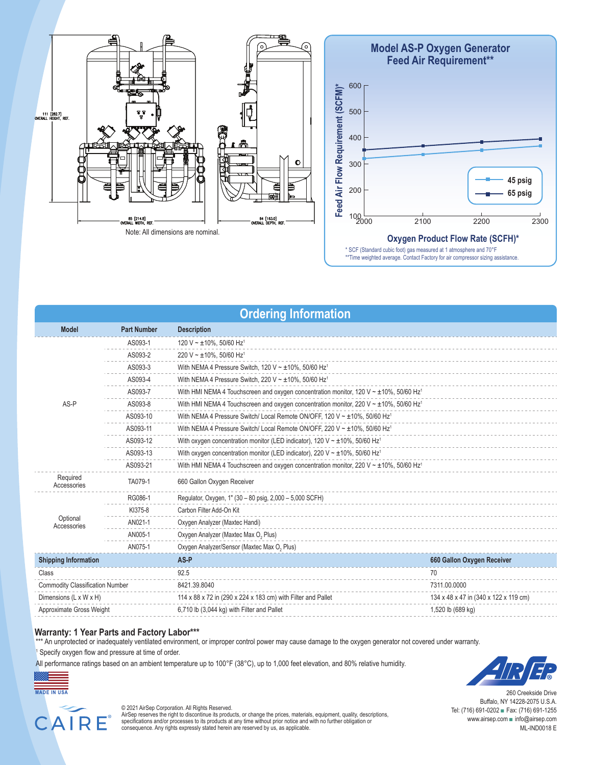111 [282.7]
OVERALL HEIGHT, REF.

85 [214.8]
OVERALL WIDTH, REF.

64 [163.0]
OVERALL DEPTH, REF.

Note: All dimensions are nominal.

## Model AS-P Oxygen Generator Feed Air Requirement**

Feed Air Flow Requirement (SCFM)*

600
500
400
300
200
100

2000
2100
2200
2300

45 psig
65 psig

Oxygen Product Flow Rate (SCFH)*

\* SCF (Standard cubic foot) gas measured at 1 atmosphere and 70°F
**Time weighted average. Contact Factory for air compressor sizing assistance.

## Ordering Information

| Model | Part Number | Description |
|---|---|---|
| AS-P | AS093-1 | 120 V ~ ±10%, 50/60 Hz[1] |
| | AS093-2 | 220 V ~ ±10%, 50/60 Hz[1] |
| | AS093-3 | With NEMA 4 Pressure Switch, 120 V ~ ±10%, 50/60 Hz[1] |
| | AS093-4 | With NEMA 4 Pressure Switch, 220 V ~ ±10%, 50/60 Hz[1] |
| | AS093-7 | With HMI NEMA 4 Touchscreen and oxygen concentration monitor, 120 V ~ ±10%, 50/60 Hz[1] |
| | AS093-8 | With HMI NEMA 4 Touchscreen and oxygen concentration monitor, 220 V ~ ±10%, 50/60 Hz[1] |
| | AS093-10 | With NEMA 4 Pressure Switch/ Local Remote ON/OFF, 120 V ~ ±10%, 50/60 Hz[1] |
| | AS093-11 | With NEMA 4 Pressure Switch/ Local Remote ON/OFF, 220 V ~ ±10%, 50/60 Hz[1] |
| | AS093-12 | With oxygen concentration monitor (LED indicator), 120 V ~ ±10%, 50/60 Hz[1] |
| | AS093-13 | With oxygen concentration monitor (LED indicator), 220 V ~ ±10%, 50/60 Hz[1] |
| | AS093-21 | With HMI NEMA 4 Touchscreen and oxygen concentration monitor, 220 V ~ ±10%, 50/60 Hz[1] |
| Required Accessories | TA079-1 | 660 Gallon Oxygen Receiver |
| Optional Accessories | RG086-1 | Regulator, Oxygen, 1" (30 – 80 psig, 2,000 – 5,000 SCFH) |
| | KI375-8 | Carbon Filter Add-On Kit |
| | AN021-1 | Oxygen Analyzer (Maxtec Handi) |
| | AN005-1 | Oxygen Analyzer (Maxtec Max $O_2$ Plus) |
| | AN075-1 | Oxygen Analyzer/Sensor (Maxtec Max $O_2$ Plus) |

| Shipping Information | AS-P | 660 Gallon Oxygen Receiver |
|---|---|---|
| Class | 92.5 | 70 |
| Commodity Classification Number | 8421.39.8040 | 7311.00.0000 |
| Dimensions (L x W x H) | 114 x 88 x 72 in (290 x 224 x 183 cm) with Filter and Pallet | 134 x 48 x 47 in (340 x 122 x 119 cm) |
| Approximate Gross Weight | 6,710 lb (3,044 kg) with Filter and Pallet | 1,520 lb (689 kg) |

### Warranty: 1 Year Parts and Factory Labor***

*** An unprotected or inadequately ventilated environment, or improper control power may cause damage to the oxygen generator not covered under warranty.

[1] Specify oxygen flow and pressure at time of order.

All performance ratings based on an ambient temperature up to 100°F (38°C), up to 1,000 feet elevation, and 80% relative humidity.

MADE IN USA

CAIRE

© 2021 AirSep Corporation. All Rights Reserved.
AirSep reserves the right to discontinue its products, or change the prices, materials, equipment, quality, descriptions, specifications and/or processes to its products at any time without prior notice and with no further obligation or consequence. Any rights expressly stated herein are reserved by us, as applicable.

AIRSEP®

260 Creekside Drive
Buffalo, NY 14228-2075 U.S.A.
Tel: (716) 691-0202 ■ Fax: (716) 691-1255
www.airsep.com ■ info@airsep.com
ML-IND0018 E